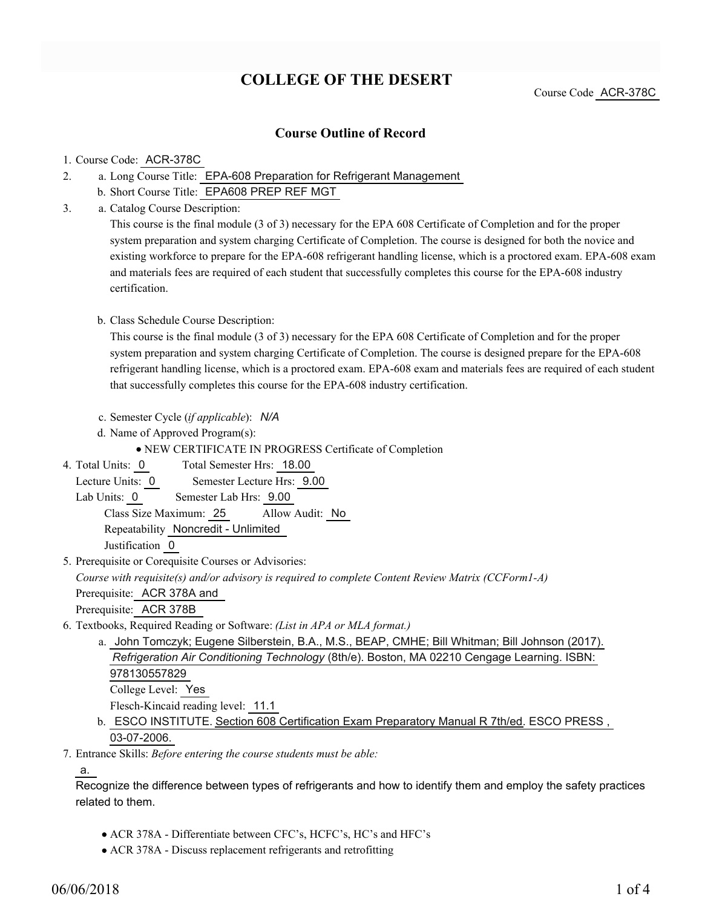# COLLEGE OF THE DESERT

Course Code ACR-378C

## Course Outline of Record

1. Course Code: ACR-378C
2. a. Long Course Title: EPA-608 Preparation for Refrigerant Management
   b. Short Course Title: EPA608 PREP REF MGT
3. a. Catalog Course Description:

   This course is the final module (3 of 3) necessary for the EPA 608 Certificate of Completion and for the proper system preparation and system charging Certificate of Completion. The course is designed for both the novice and existing workforce to prepare for the EPA-608 refrigerant handling license, which is a proctored exam. EPA-608 exam and materials fees are required of each student that successfully completes this course for the EPA-608 industry certification.

   b. Class Schedule Course Description:

   This course is the final module (3 of 3) necessary for the EPA 608 Certificate of Completion and for the proper system preparation and system charging Certificate of Completion. The course is designed prepare for the EPA-608 refrigerant handling license, which is a proctored exam. EPA-608 exam and materials fees are required of each student that successfully completes this course for the EPA-608 industry certification.

   c. Semester Cycle (*if applicable*): *N/A*

   d. Name of Approved Program(s):

   - NEW CERTIFICATE IN PROGRESS Certificate of Completion

4. Total Units: 0 Total Semester Hrs: 18.00
   Lecture Units: 0 Semester Lecture Hrs: 9.00
   Lab Units: 0 Semester Lab Hrs: 9.00
   Class Size Maximum: 25 Allow Audit: No
   Repeatability Noncredit - Unlimited
   Justification 0
5. Prerequisite or Corequisite Courses or Advisories:
   *Course with requisite(s) and/or advisory is required to complete Content Review Matrix (CCForm1-A)*
   Prerequisite: ACR 378A and
   Prerequisite: ACR 378B
6. Textbooks, Required Reading or Software: *(List in APA or MLA format.)*
   a. John Tomczyk; Eugene Silberstein, B.A., M.S., BEAP, CMHE; Bill Whitman; Bill Johnson (2017). *Refrigeration Air Conditioning Technology* (8th/e). Boston, MA 02210 Cengage Learning. ISBN: 978130557829
   College Level: Yes
   Flesch-Kincaid reading level: 11.1
   b. ESCO INSTITUTE. Section 608 Certification Exam Preparatory Manual R 7th/ed. ESCO PRESS , 03-07-2006.
7. Entrance Skills: *Before entering the course students must be able:*

   a.

   Recognize the difference between types of refrigerants and how to identify them and employ the safety practices related to them.

   - ACR 378A - Differentiate between CFC's, HCFC's, HC's and HFC's
   - ACR 378A - Discuss replacement refrigerants and retrofitting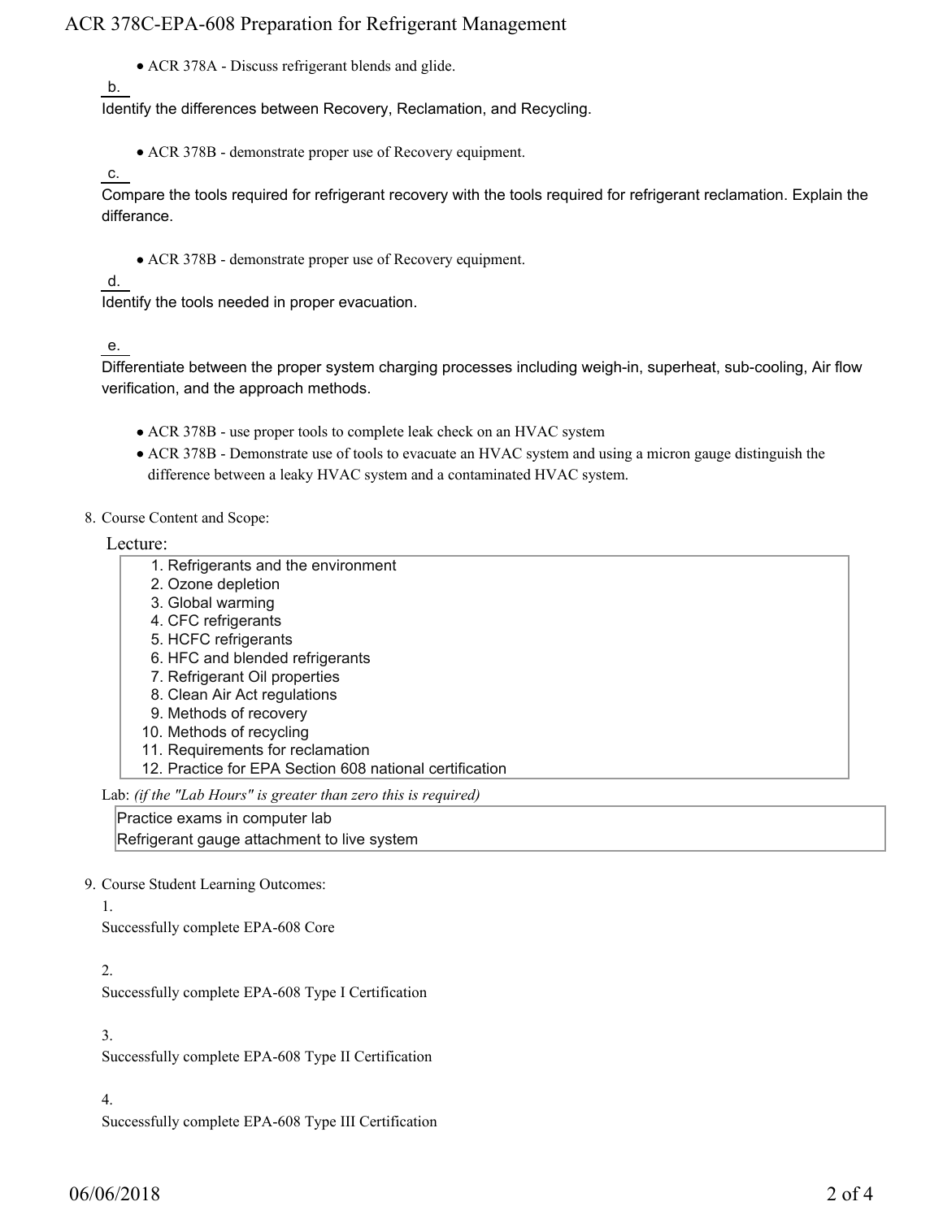- ACR 378A - Discuss refrigerant blends and glide.

b.

Identify the differences between Recovery, Reclamation, and Recycling.

- ACR 378B - demonstrate proper use of Recovery equipment.

c.

Compare the tools required for refrigerant recovery with the tools required for refrigerant reclamation. Explain the differance.

- ACR 378B - demonstrate proper use of Recovery equipment.

d.

Identify the tools needed in proper evacuation.

e.

Differentiate between the proper system charging processes including weigh-in, superheat, sub-cooling, Air flow verification, and the approach methods.

- ACR 378B - use proper tools to complete leak check on an HVAC system
- ACR 378B - Demonstrate use of tools to evacuate an HVAC system and using a micron gauge distinguish the difference between a leaky HVAC system and a contaminated HVAC system.

8. Course Content and Scope:

Lecture:

1. Refrigerants and the environment
2. Ozone depletion
3. Global warming
4. CFC refrigerants
5. HCFC refrigerants
6. HFC and blended refrigerants
7. Refrigerant Oil properties
8. Clean Air Act regulations
9. Methods of recovery
10. Methods of recycling
11. Requirements for reclamation
12. Practice for EPA Section 608 national certification

Lab: *(if the "Lab Hours" is greater than zero this is required)*

Practice exams in computer lab
Refrigerant gauge attachment to live system

9. Course Student Learning Outcomes:

1.

Successfully complete EPA-608 Core

2.

Successfully complete EPA-608 Type I Certification

3.

Successfully complete EPA-608 Type II Certification

4.

Successfully complete EPA-608 Type III Certification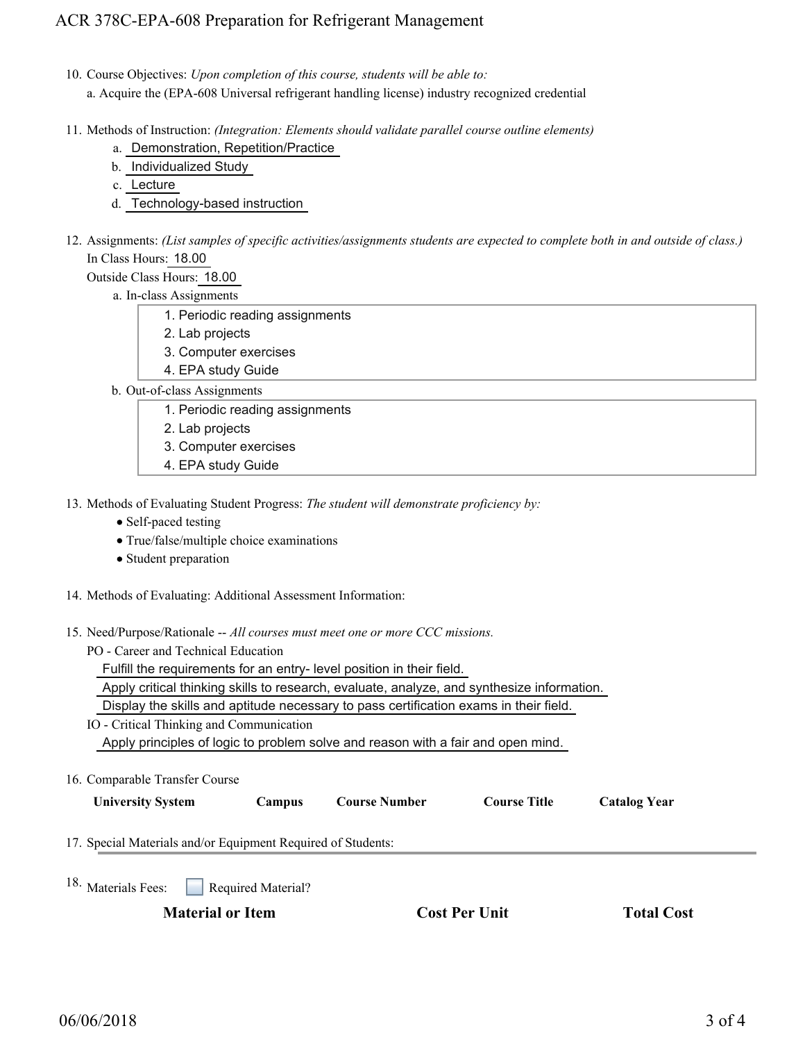10. Course Objectives: *Upon completion of this course, students will be able to:*

    a. Acquire the (EPA-608 Universal refrigerant handling license) industry recognized credential

11. Methods of Instruction: *(Integration: Elements should validate parallel course outline elements)*

    a. Demonstration, Repetition/Practice
    b. Individualized Study
    c. Lecture
    d. Technology-based instruction

12. Assignments: *(List samples of specific activities/assignments students are expected to complete both in and outside of class.)*

    In Class Hours: 18.00

    Outside Class Hours: 18.00

    a. In-class Assignments

        1. Periodic reading assignments
        2. Lab projects
        3. Computer exercises
        4. EPA study Guide

    b. Out-of-class Assignments

        1. Periodic reading assignments
        2. Lab projects
        3. Computer exercises
        4. EPA study Guide

13. Methods of Evaluating Student Progress: *The student will demonstrate proficiency by:*

    - Self-paced testing
    - True/false/multiple choice examinations
    - Student preparation

14. Methods of Evaluating: Additional Assessment Information:

15. Need/Purpose/Rationale -- *All courses must meet one or more CCC missions.*

    PO - Career and Technical Education

    Fulfill the requirements for an entry- level position in their field.

    Apply critical thinking skills to research, evaluate, analyze, and synthesize information.

    Display the skills and aptitude necessary to pass certification exams in their field.

    IO - Critical Thinking and Communication

    Apply principles of logic to problem solve and reason with a fair and open mind.

16. Comparable Transfer Course

| University System | Campus | Course Number | Course Title | Catalog Year |
|---|---|---|---|---|

17. Special Materials and/or Equipment Required of Students:

18. Materials Fees: ☐ Required Material?

| Material or Item | Cost Per Unit | Total Cost |
|---|---|---|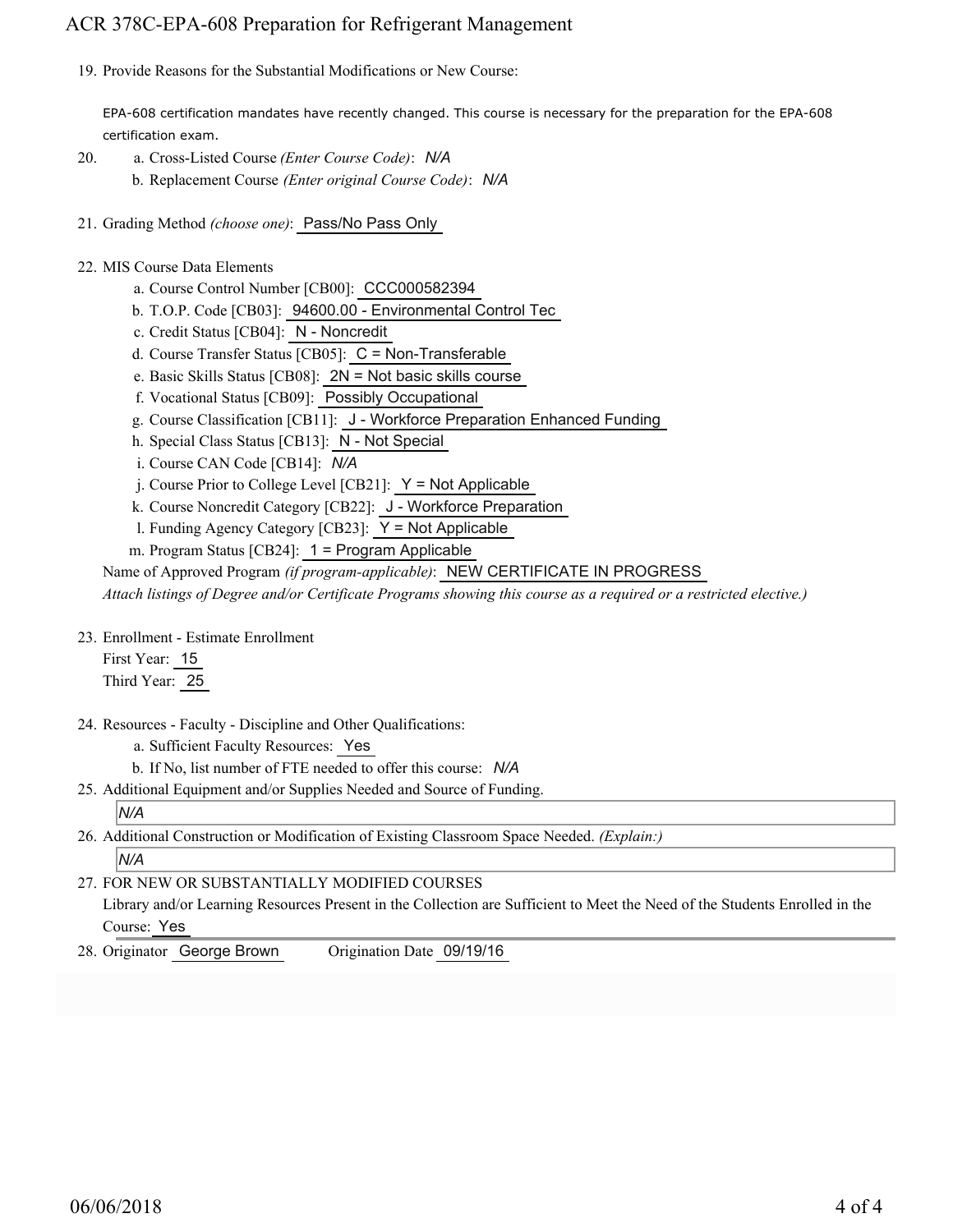19. Provide Reasons for the Substantial Modifications or New Course:

    EPA-608 certification mandates have recently changed. This course is necessary for the preparation for the EPA-608 certification exam.

20. a. Cross-Listed Course *(Enter Course Code)*: *N/A*
    b. Replacement Course *(Enter original Course Code)*: *N/A*

21. Grading Method *(choose one)*: Pass/No Pass Only

22. MIS Course Data Elements
    a. Course Control Number [CB00]: CCC000582394
    b. T.O.P. Code [CB03]: 94600.00 - Environmental Control Tec
    c. Credit Status [CB04]: N - Noncredit
    d. Course Transfer Status [CB05]: C = Non-Transferable
    e. Basic Skills Status [CB08]: 2N = Not basic skills course
    f. Vocational Status [CB09]: Possibly Occupational
    g. Course Classification [CB11]: J - Workforce Preparation Enhanced Funding
    h. Special Class Status [CB13]: N - Not Special
    i. Course CAN Code [CB14]: *N/A*
    j. Course Prior to College Level [CB21]: Y = Not Applicable
    k. Course Noncredit Category [CB22]: J - Workforce Preparation
    l. Funding Agency Category [CB23]: Y = Not Applicable
    m. Program Status [CB24]: 1 = Program Applicable

    Name of Approved Program *(if program-applicable)*: NEW CERTIFICATE IN PROGRESS

    *Attach listings of Degree and/or Certificate Programs showing this course as a required or a restricted elective.)*

23. Enrollment - Estimate Enrollment
    First Year: 15
    Third Year: 25

24. Resources - Faculty - Discipline and Other Qualifications:
    a. Sufficient Faculty Resources: Yes
    b. If No, list number of FTE needed to offer this course: *N/A*

25. Additional Equipment and/or Supplies Needed and Source of Funding.

    *N/A*

26. Additional Construction or Modification of Existing Classroom Space Needed. *(Explain:)*

    *N/A*

27. FOR NEW OR SUBSTANTIALLY MODIFIED COURSES
    Library and/or Learning Resources Present in the Collection are Sufficient to Meet the Need of the Students Enrolled in the Course: Yes

28. Originator George Brown Origination Date 09/19/16